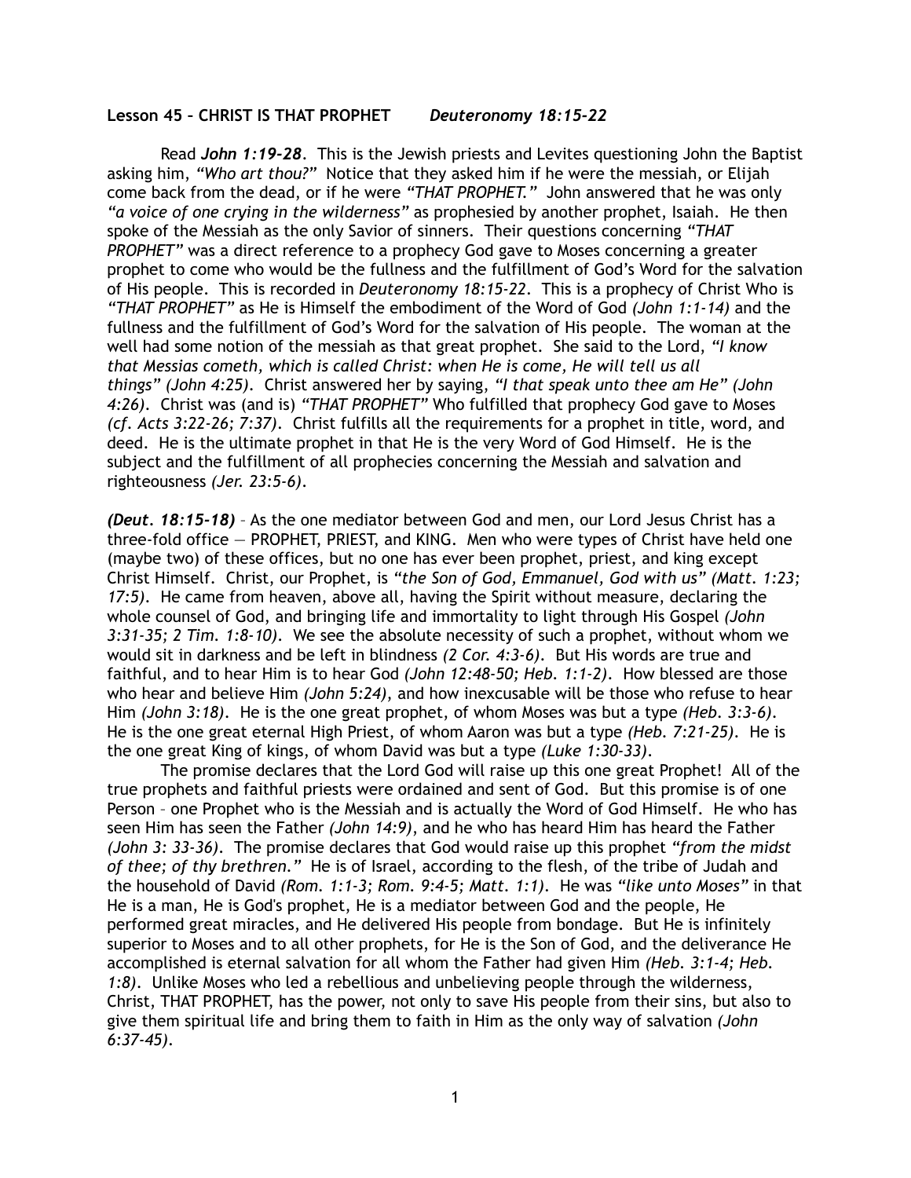**Lesson 45 – CHRIST IS THAT PROPHET** ***Deuteronomy 18:15-22***

Read ***John 1:19-28***. This is the Jewish priests and Levites questioning John the Baptist asking him, *"Who art thou?"* Notice that they asked him if he were the messiah, or Elijah come back from the dead, or if he were *"THAT PROPHET."* John answered that he was only *"a voice of one crying in the wilderness"* as prophesied by another prophet, Isaiah. He then spoke of the Messiah as the only Savior of sinners. Their questions concerning *"THAT PROPHET"* was a direct reference to a prophecy God gave to Moses concerning a greater prophet to come who would be the fullness and the fulfillment of God's Word for the salvation of His people. This is recorded in *Deuteronomy 18:15-22*. This is a prophecy of Christ Who is *"THAT PROPHET"* as He is Himself the embodiment of the Word of God *(John 1:1-14)* and the fullness and the fulfillment of God's Word for the salvation of His people. The woman at the well had some notion of the messiah as that great prophet. She said to the Lord, *"I know that Messias cometh, which is called Christ: when He is come, He will tell us all things" (John 4:25)*. Christ answered her by saying, *"I that speak unto thee am He" (John 4:26)*. Christ was (and is) *"THAT PROPHET"* Who fulfilled that prophecy God gave to Moses *(cf. Acts 3:22-26; 7:37)*. Christ fulfills all the requirements for a prophet in title, word, and deed. He is the ultimate prophet in that He is the very Word of God Himself. He is the subject and the fulfillment of all prophecies concerning the Messiah and salvation and righteousness *(Jer. 23:5-6)*.

***(Deut. 18:15-18)*** – As the one mediator between God and men, our Lord Jesus Christ has a three-fold office — PROPHET, PRIEST, and KING. Men who were types of Christ have held one (maybe two) of these offices, but no one has ever been prophet, priest, and king except Christ Himself. Christ, our Prophet, is *"the Son of God, Emmanuel, God with us" (Matt. 1:23; 17:5)*. He came from heaven, above all, having the Spirit without measure, declaring the whole counsel of God, and bringing life and immortality to light through His Gospel *(John 3:31-35; 2 Tim. 1:8-10)*. We see the absolute necessity of such a prophet, without whom we would sit in darkness and be left in blindness *(2 Cor. 4:3-6)*. But His words are true and faithful, and to hear Him is to hear God *(John 12:48-50; Heb. 1:1-2)*. How blessed are those who hear and believe Him *(John 5:24)*, and how inexcusable will be those who refuse to hear Him *(John 3:18)*. He is the one great prophet, of whom Moses was but a type *(Heb. 3:3-6)*. He is the one great eternal High Priest, of whom Aaron was but a type *(Heb. 7:21-25)*. He is the one great King of kings, of whom David was but a type *(Luke 1:30-33)*.

The promise declares that the Lord God will raise up this one great Prophet! All of the true prophets and faithful priests were ordained and sent of God. But this promise is of one Person – one Prophet who is the Messiah and is actually the Word of God Himself. He who has seen Him has seen the Father *(John 14:9)*, and he who has heard Him has heard the Father *(John 3: 33-36)*. The promise declares that God would raise up this prophet *"from the midst of thee; of thy brethren."* He is of Israel, according to the flesh, of the tribe of Judah and the household of David *(Rom. 1:1-3; Rom. 9:4-5; Matt. 1:1)*. He was *"like unto Moses"* in that He is a man, He is God's prophet, He is a mediator between God and the people, He performed great miracles, and He delivered His people from bondage. But He is infinitely superior to Moses and to all other prophets, for He is the Son of God, and the deliverance He accomplished is eternal salvation for all whom the Father had given Him *(Heb. 3:1-4; Heb. 1:8)*. Unlike Moses who led a rebellious and unbelieving people through the wilderness, Christ, THAT PROPHET, has the power, not only to save His people from their sins, but also to give them spiritual life and bring them to faith in Him as the only way of salvation *(John 6:37-45)*.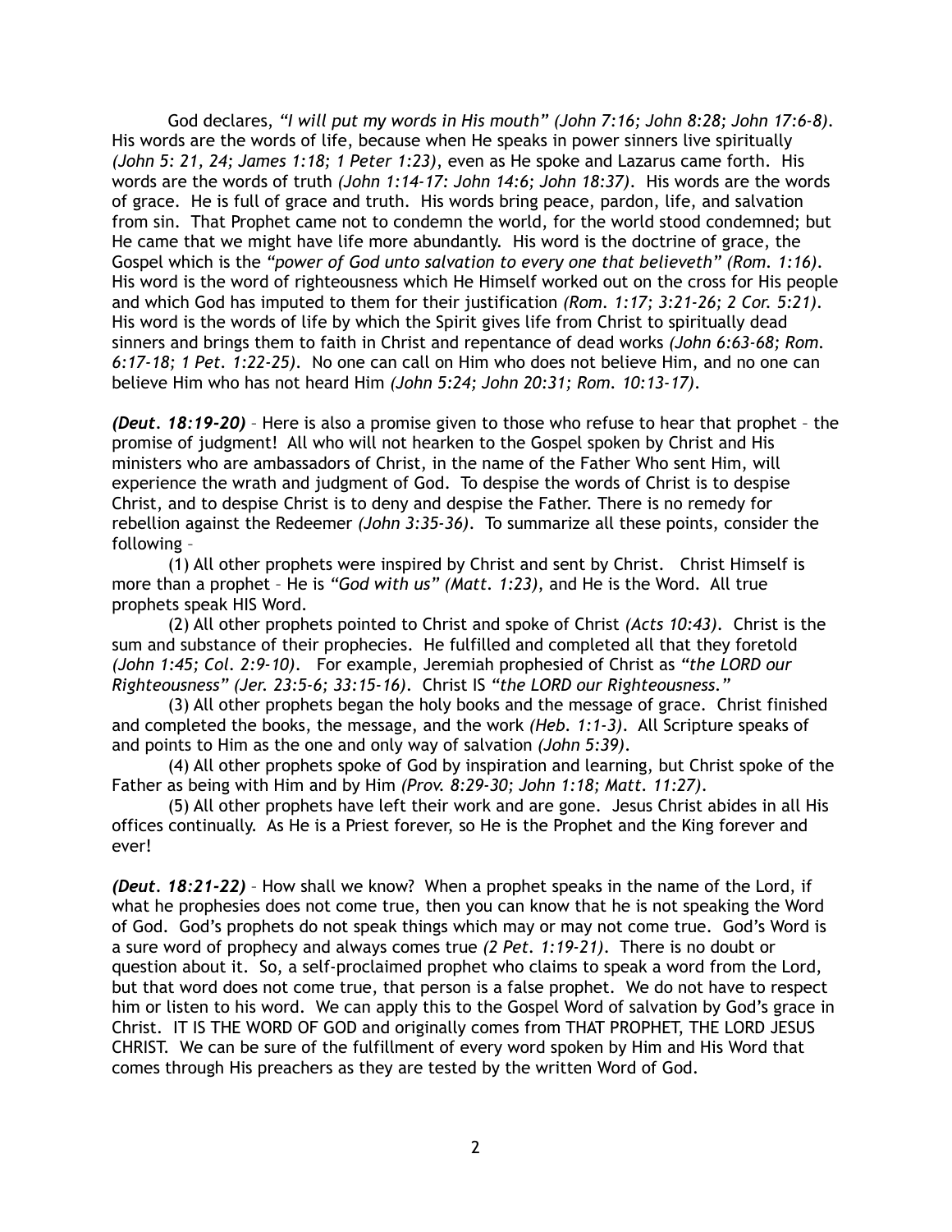God declares, *"I will put my words in His mouth" (John 7:16; John 8:28; John 17:6-8)*. His words are the words of life, because when He speaks in power sinners live spiritually *(John 5: 21, 24; James 1:18; 1 Peter 1:23)*, even as He spoke and Lazarus came forth. His words are the words of truth *(John 1:14-17: John 14:6; John 18:37)*. His words are the words of grace. He is full of grace and truth. His words bring peace, pardon, life, and salvation from sin. That Prophet came not to condemn the world, for the world stood condemned; but He came that we might have life more abundantly. His word is the doctrine of grace, the Gospel which is the *"power of God unto salvation to every one that believeth" (Rom. 1:16)*. His word is the word of righteousness which He Himself worked out on the cross for His people and which God has imputed to them for their justification *(Rom. 1:17; 3:21-26; 2 Cor. 5:21)*. His word is the words of life by which the Spirit gives life from Christ to spiritually dead sinners and brings them to faith in Christ and repentance of dead works *(John 6:63-68; Rom. 6:17-18; 1 Pet. 1:22-25)*. No one can call on Him who does not believe Him, and no one can believe Him who has not heard Him *(John 5:24; John 20:31; Rom. 10:13-17)*.

***(Deut. 18:19-20)*** – Here is also a promise given to those who refuse to hear that prophet – the promise of judgment! All who will not hearken to the Gospel spoken by Christ and His ministers who are ambassadors of Christ, in the name of the Father Who sent Him, will experience the wrath and judgment of God. To despise the words of Christ is to despise Christ, and to despise Christ is to deny and despise the Father. There is no remedy for rebellion against the Redeemer *(John 3:35-36)*. To summarize all these points, consider the following –

(1) All other prophets were inspired by Christ and sent by Christ. Christ Himself is more than a prophet – He is *"God with us" (Matt. 1:23)*, and He is the Word. All true prophets speak HIS Word.

(2) All other prophets pointed to Christ and spoke of Christ *(Acts 10:43)*. Christ is the sum and substance of their prophecies. He fulfilled and completed all that they foretold *(John 1:45; Col. 2:9-10)*. For example, Jeremiah prophesied of Christ as *"the LORD our Righteousness" (Jer. 23:5-6; 33:15-16)*. Christ IS *"the LORD our Righteousness."*

(3) All other prophets began the holy books and the message of grace. Christ finished and completed the books, the message, and the work *(Heb. 1:1-3)*. All Scripture speaks of and points to Him as the one and only way of salvation *(John 5:39)*.

(4) All other prophets spoke of God by inspiration and learning, but Christ spoke of the Father as being with Him and by Him *(Prov. 8:29-30; John 1:18; Matt. 11:27)*.

(5) All other prophets have left their work and are gone. Jesus Christ abides in all His offices continually. As He is a Priest forever, so He is the Prophet and the King forever and ever!

***(Deut. 18:21-22)*** – How shall we know? When a prophet speaks in the name of the Lord, if what he prophesies does not come true, then you can know that he is not speaking the Word of God. God's prophets do not speak things which may or may not come true. God's Word is a sure word of prophecy and always comes true *(2 Pet. 1:19-21)*. There is no doubt or question about it. So, a self-proclaimed prophet who claims to speak a word from the Lord, but that word does not come true, that person is a false prophet. We do not have to respect him or listen to his word. We can apply this to the Gospel Word of salvation by God's grace in Christ. IT IS THE WORD OF GOD and originally comes from THAT PROPHET, THE LORD JESUS CHRIST. We can be sure of the fulfillment of every word spoken by Him and His Word that comes through His preachers as they are tested by the written Word of God.